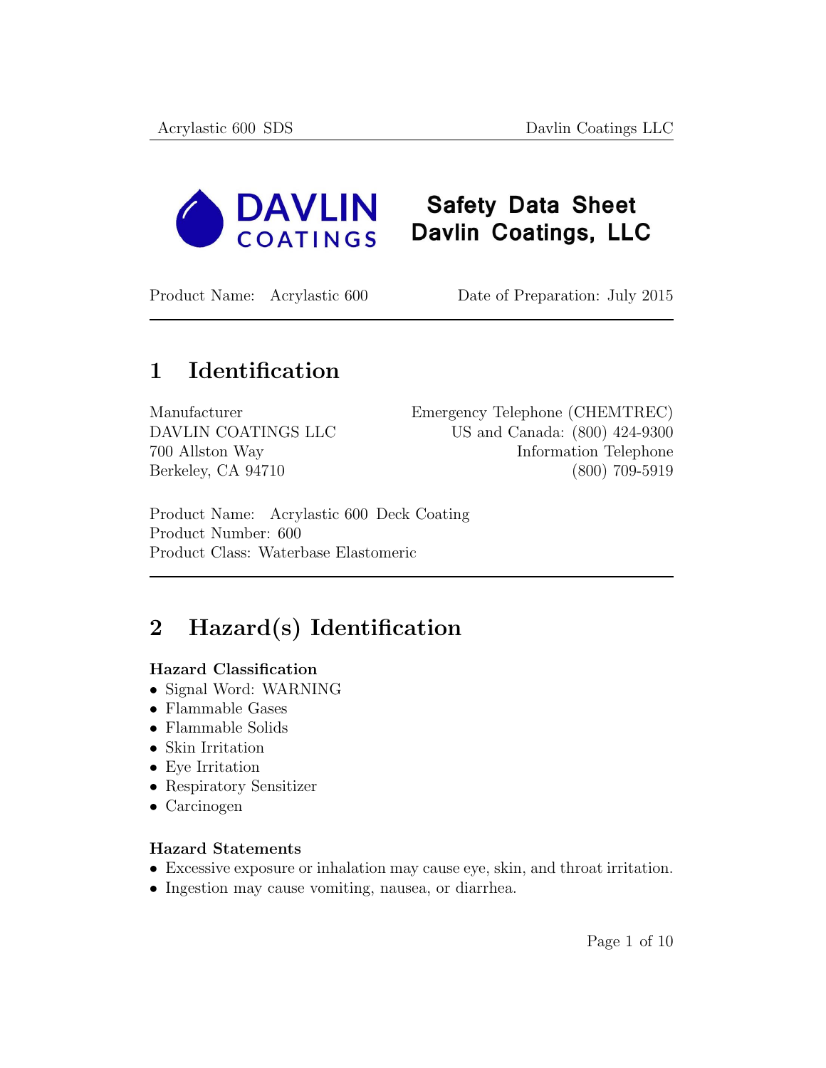# Safety Data Sheet
# Davlin Coatings, LLC

Product Name: Acrylastic 600 Date of Preparation: July 2015

## 1 Identification

Manufacturer
DAVLIN COATINGS LLC
700 Allston Way
Berkeley, CA 94710

Emergency Telephone (CHEMTREC)
US and Canada: (800) 424-9300
Information Telephone
(800) 709-5919

Product Name: Acrylastic 600 Deck Coating
Product Number: 600
Product Class: Waterbase Elastomeric

## 2 Hazard(s) Identification

**Hazard Classification**

- Signal Word: WARNING
- Flammable Gases
- Flammable Solids
- Skin Irritation
- Eye Irritation
- Respiratory Sensitizer
- Carcinogen

**Hazard Statements**

- Excessive exposure or inhalation may cause eye, skin, and throat irritation.
- Ingestion may cause vomiting, nausea, or diarrhea.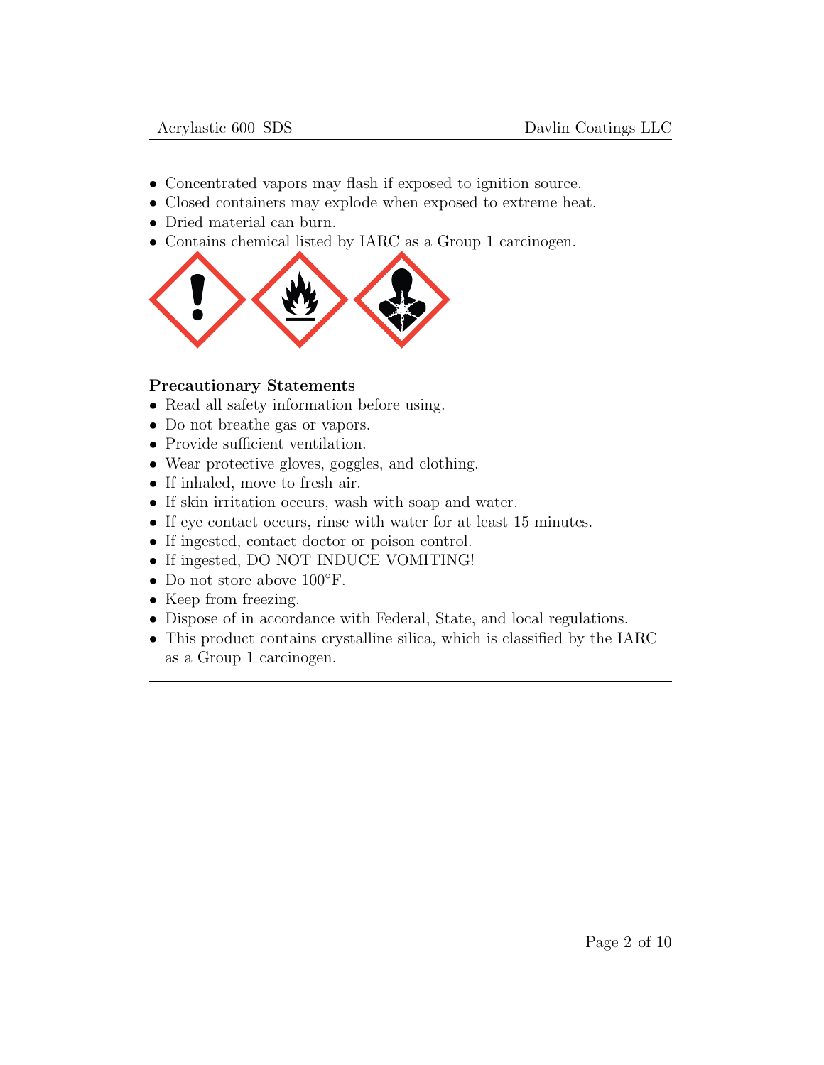- Concentrated vapors may flash if exposed to ignition source.
- Closed containers may explode when exposed to extreme heat.
- Dried material can burn.
- Contains chemical listed by IARC as a Group 1 carcinogen.

**Precautionary Statements**

- Read all safety information before using.
- Do not breathe gas or vapors.
- Provide sufficient ventilation.
- Wear protective gloves, goggles, and clothing.
- If inhaled, move to fresh air.
- If skin irritation occurs, wash with soap and water.
- If eye contact occurs, rinse with water for at least 15 minutes.
- If ingested, contact doctor or poison control.
- If ingested, DO NOT INDUCE VOMITING!
- Do not store above 100°F.
- Keep from freezing.
- Dispose of in accordance with Federal, State, and local regulations.
- This product contains crystalline silica, which is classified by the IARC as a Group 1 carcinogen.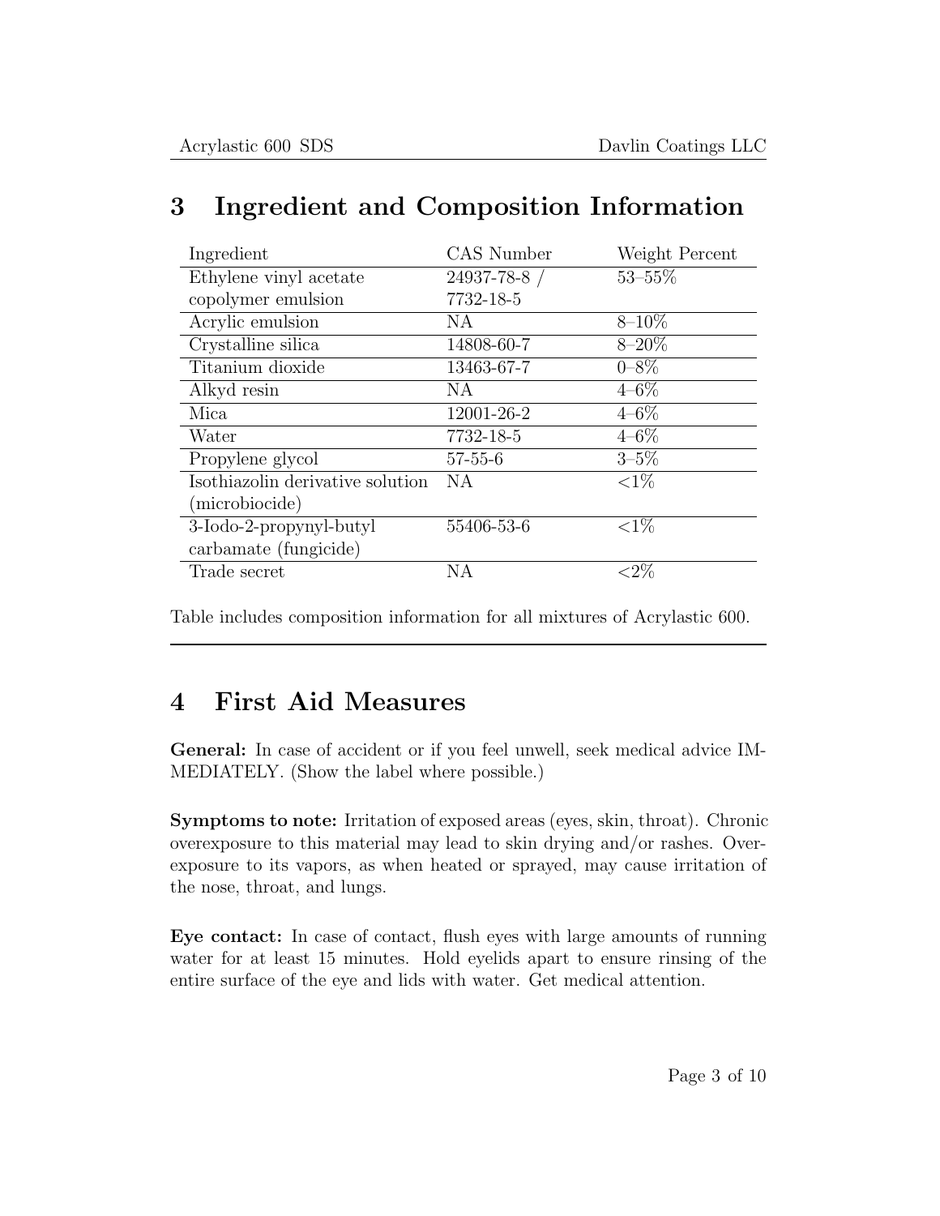## 3 Ingredient and Composition Information

| Ingredient | CAS Number | Weight Percent |
|---|---|---|
| Ethylene vinyl acetate copolymer emulsion | 24937-78-8 / 7732-18-5 | 53–55% |
| Acrylic emulsion | NA | 8–10% |
| Crystalline silica | 14808-60-7 | 8–20% |
| Titanium dioxide | 13463-67-7 | 0–8% |
| Alkyd resin | NA | 4–6% |
| Mica | 12001-26-2 | 4–6% |
| Water | 7732-18-5 | 4–6% |
| Propylene glycol | 57-55-6 | 3–5% |
| Isothiazolin derivative solution (microbiocide) | NA | <1% |
| 3-Iodo-2-propynyl-butyl carbamate (fungicide) | 55406-53-6 | <1% |
| Trade secret | NA | <2% |

Table includes composition information for all mixtures of Acrylastic 600.

## 4 First Aid Measures

**General:** In case of accident or if you feel unwell, seek medical advice IMMEDIATELY. (Show the label where possible.)

**Symptoms to note:** Irritation of exposed areas (eyes, skin, throat). Chronic overexposure to this material may lead to skin drying and/or rashes. Overexposure to its vapors, as when heated or sprayed, may cause irritation of the nose, throat, and lungs.

**Eye contact:** In case of contact, flush eyes with large amounts of running water for at least 15 minutes. Hold eyelids apart to ensure rinsing of the entire surface of the eye and lids with water. Get medical attention.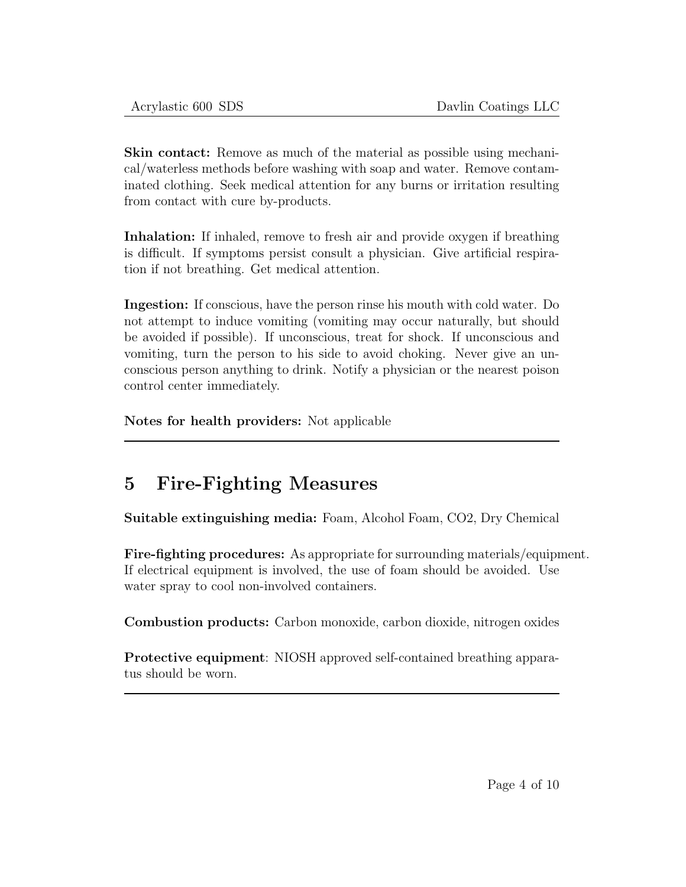**Skin contact:** Remove as much of the material as possible using mechanical/waterless methods before washing with soap and water. Remove contaminated clothing. Seek medical attention for any burns or irritation resulting from contact with cure by-products.

**Inhalation:** If inhaled, remove to fresh air and provide oxygen if breathing is difficult. If symptoms persist consult a physician. Give artificial respiration if not breathing. Get medical attention.

**Ingestion:** If conscious, have the person rinse his mouth with cold water. Do not attempt to induce vomiting (vomiting may occur naturally, but should be avoided if possible). If unconscious, treat for shock. If unconscious and vomiting, turn the person to his side to avoid choking. Never give an unconscious person anything to drink. Notify a physician or the nearest poison control center immediately.

**Notes for health providers:** Not applicable

---

## 5 Fire-Fighting Measures

**Suitable extinguishing media:** Foam, Alcohol Foam, $CO_2$, Dry Chemical

**Fire-fighting procedures:** As appropriate for surrounding materials/equipment. If electrical equipment is involved, the use of foam should be avoided. Use water spray to cool non-involved containers.

**Combustion products:** Carbon monoxide, carbon dioxide, nitrogen oxides

**Protective equipment**: NIOSH approved self-contained breathing apparatus should be worn.

---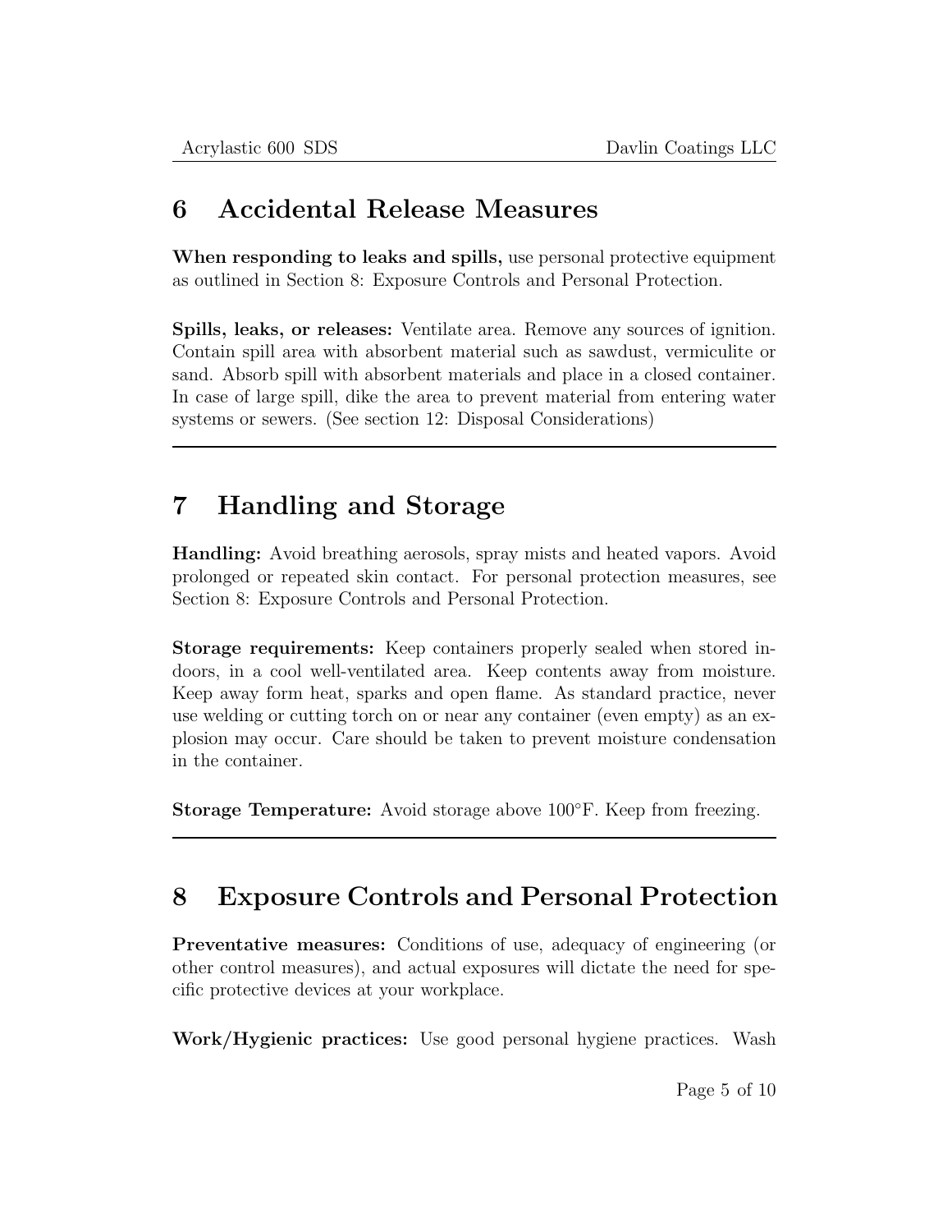## 6 Accidental Release Measures

**When responding to leaks and spills,** use personal protective equipment as outlined in Section 8: Exposure Controls and Personal Protection.

**Spills, leaks, or releases:** Ventilate area. Remove any sources of ignition. Contain spill area with absorbent material such as sawdust, vermiculite or sand. Absorb spill with absorbent materials and place in a closed container. In case of large spill, dike the area to prevent material from entering water systems or sewers. (See section 12: Disposal Considerations)

---

## 7 Handling and Storage

**Handling:** Avoid breathing aerosols, spray mists and heated vapors. Avoid prolonged or repeated skin contact. For personal protection measures, see Section 8: Exposure Controls and Personal Protection.

**Storage requirements:** Keep containers properly sealed when stored indoors, in a cool well-ventilated area. Keep contents away from moisture. Keep away form heat, sparks and open flame. As standard practice, never use welding or cutting torch on or near any container (even empty) as an explosion may occur. Care should be taken to prevent moisture condensation in the container.

**Storage Temperature:** Avoid storage above 100°F. Keep from freezing.

---

## 8 Exposure Controls and Personal Protection

**Preventative measures:** Conditions of use, adequacy of engineering (or other control measures), and actual exposures will dictate the need for specific protective devices at your workplace.

**Work/Hygienic practices:** Use good personal hygiene practices. Wash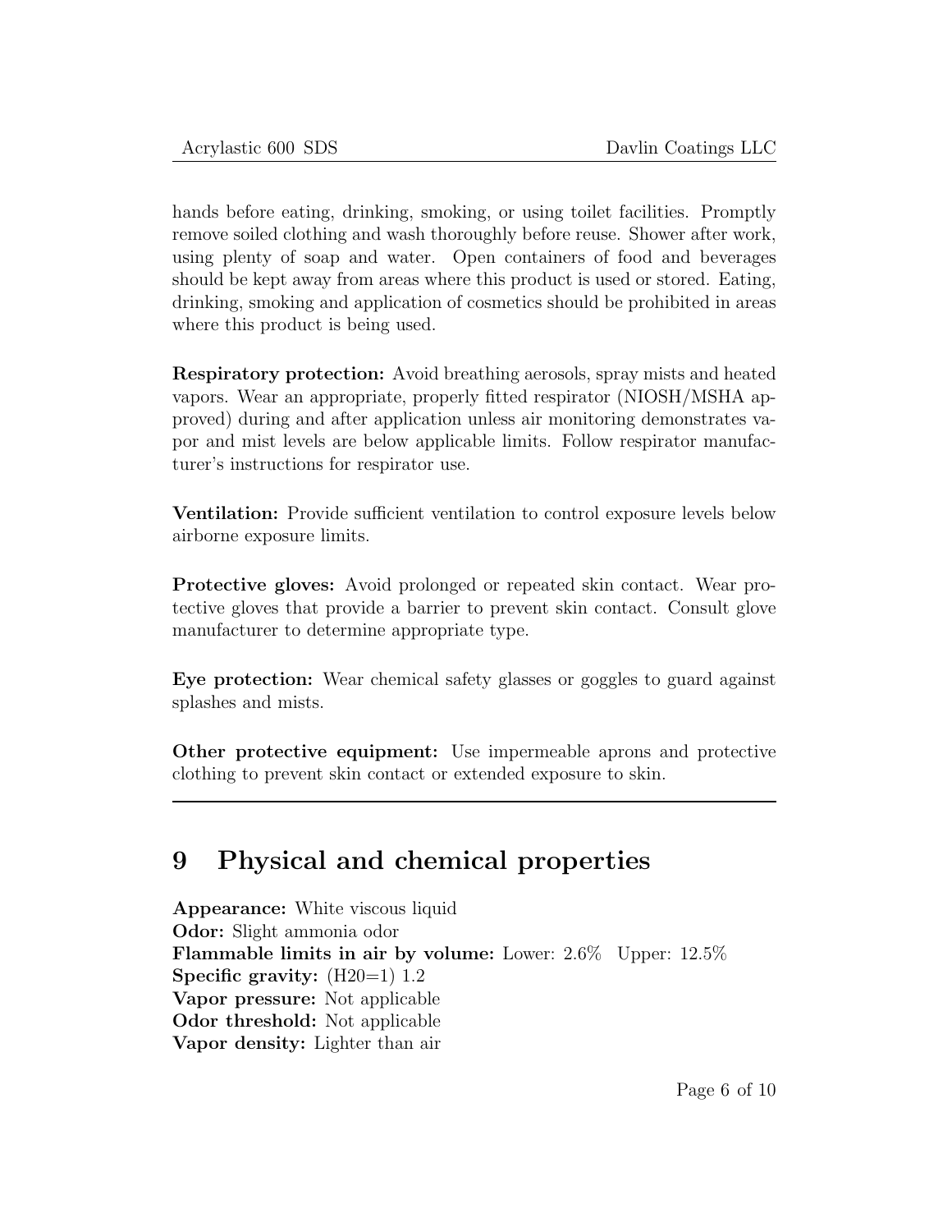hands before eating, drinking, smoking, or using toilet facilities. Promptly remove soiled clothing and wash thoroughly before reuse. Shower after work, using plenty of soap and water. Open containers of food and beverages should be kept away from areas where this product is used or stored. Eating, drinking, smoking and application of cosmetics should be prohibited in areas where this product is being used.

**Respiratory protection:** Avoid breathing aerosols, spray mists and heated vapors. Wear an appropriate, properly fitted respirator (NIOSH/MSHA approved) during and after application unless air monitoring demonstrates vapor and mist levels are below applicable limits. Follow respirator manufacturer's instructions for respirator use.

**Ventilation:** Provide sufficient ventilation to control exposure levels below airborne exposure limits.

**Protective gloves:** Avoid prolonged or repeated skin contact. Wear protective gloves that provide a barrier to prevent skin contact. Consult glove manufacturer to determine appropriate type.

**Eye protection:** Wear chemical safety glasses or goggles to guard against splashes and mists.

**Other protective equipment:** Use impermeable aprons and protective clothing to prevent skin contact or extended exposure to skin.

---

# 9 Physical and chemical properties

**Appearance:** White viscous liquid  
**Odor:** Slight ammonia odor  
**Flammable limits in air by volume:** Lower: 2.6% Upper: 12.5%  
**Specific gravity:** (H20=1) 1.2  
**Vapor pressure:** Not applicable  
**Odor threshold:** Not applicable  
**Vapor density:** Lighter than air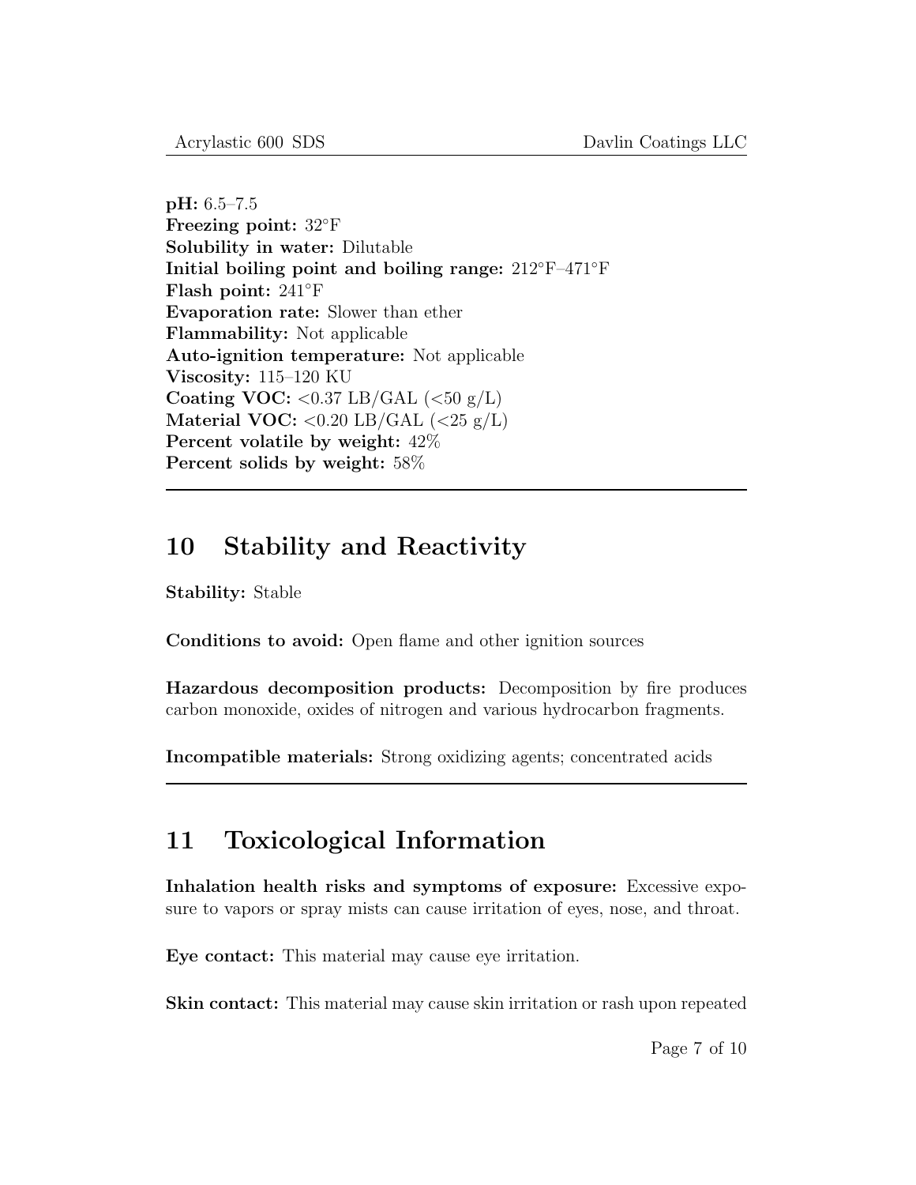**pH:** 6.5–7.5
**Freezing point:** 32°F
**Solubility in water:** Dilutable
**Initial boiling point and boiling range:** 212°F–471°F
**Flash point:** 241°F
**Evaporation rate:** Slower than ether
**Flammability:** Not applicable
**Auto-ignition temperature:** Not applicable
**Viscosity:** 115–120 KU
**Coating VOC:** <0.37 LB/GAL (<50 g/L)
**Material VOC:** <0.20 LB/GAL (<25 g/L)
**Percent volatile by weight:** 42%
**Percent solids by weight:** 58%

---

## 10 Stability and Reactivity

**Stability:** Stable

**Conditions to avoid:** Open flame and other ignition sources

**Hazardous decomposition products:** Decomposition by fire produces carbon monoxide, oxides of nitrogen and various hydrocarbon fragments.

**Incompatible materials:** Strong oxidizing agents; concentrated acids

---

## 11 Toxicological Information

**Inhalation health risks and symptoms of exposure:** Excessive exposure to vapors or spray mists can cause irritation of eyes, nose, and throat.

**Eye contact:** This material may cause eye irritation.

**Skin contact:** This material may cause skin irritation or rash upon repeated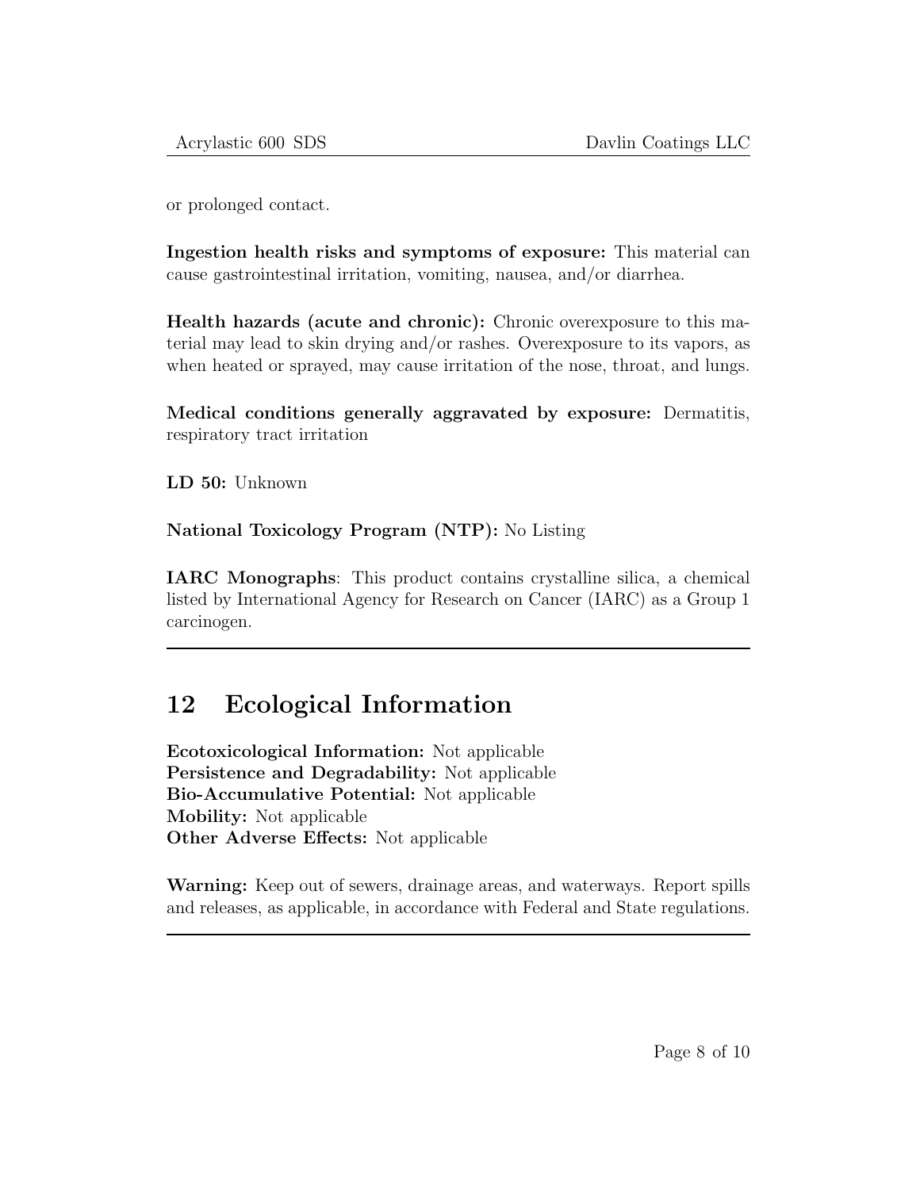or prolonged contact.

**Ingestion health risks and symptoms of exposure:** This material can cause gastrointestinal irritation, vomiting, nausea, and/or diarrhea.

**Health hazards (acute and chronic):** Chronic overexposure to this material may lead to skin drying and/or rashes. Overexposure to its vapors, as when heated or sprayed, may cause irritation of the nose, throat, and lungs.

**Medical conditions generally aggravated by exposure:** Dermatitis, respiratory tract irritation

**LD 50:** Unknown

**National Toxicology Program (NTP):** No Listing

**IARC Monographs**: This product contains crystalline silica, a chemical listed by International Agency for Research on Cancer (IARC) as a Group 1 carcinogen.

---

## 12 Ecological Information

**Ecotoxicological Information:** Not applicable
**Persistence and Degradability:** Not applicable
**Bio-Accumulative Potential:** Not applicable
**Mobility:** Not applicable
**Other Adverse Effects:** Not applicable

**Warning:** Keep out of sewers, drainage areas, and waterways. Report spills and releases, as applicable, in accordance with Federal and State regulations.

---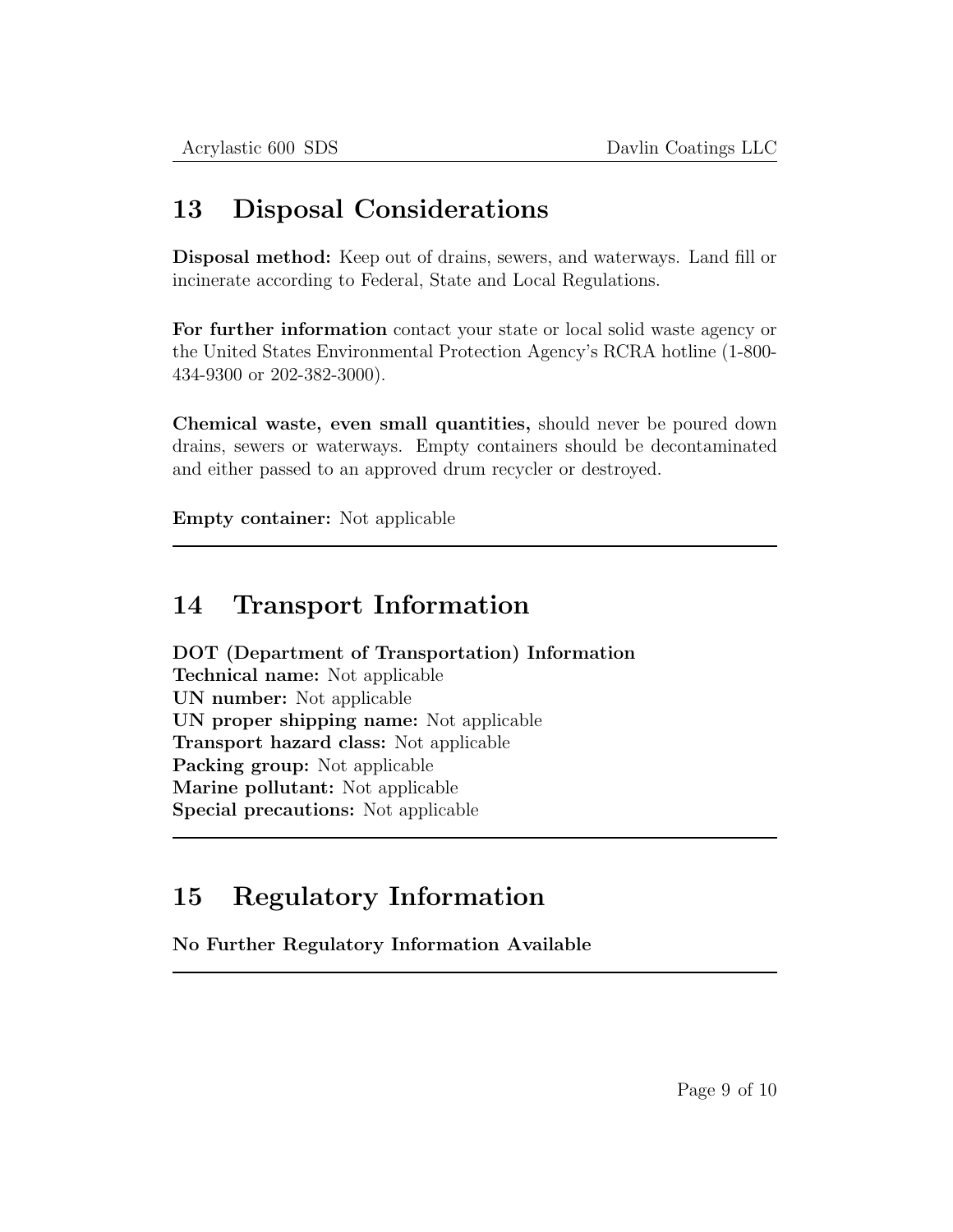## 13 Disposal Considerations

**Disposal method:** Keep out of drains, sewers, and waterways. Land fill or incinerate according to Federal, State and Local Regulations.

**For further information** contact your state or local solid waste agency or the United States Environmental Protection Agency's RCRA hotline (1-800-434-9300 or 202-382-3000).

**Chemical waste, even small quantities,** should never be poured down drains, sewers or waterways. Empty containers should be decontaminated and either passed to an approved drum recycler or destroyed.

**Empty container:** Not applicable

---

## 14 Transport Information

**DOT (Department of Transportation) Information**
**Technical name:** Not applicable
**UN number:** Not applicable
**UN proper shipping name:** Not applicable
**Transport hazard class:** Not applicable
**Packing group:** Not applicable
**Marine pollutant:** Not applicable
**Special precautions:** Not applicable

---

## 15 Regulatory Information

**No Further Regulatory Information Available**

---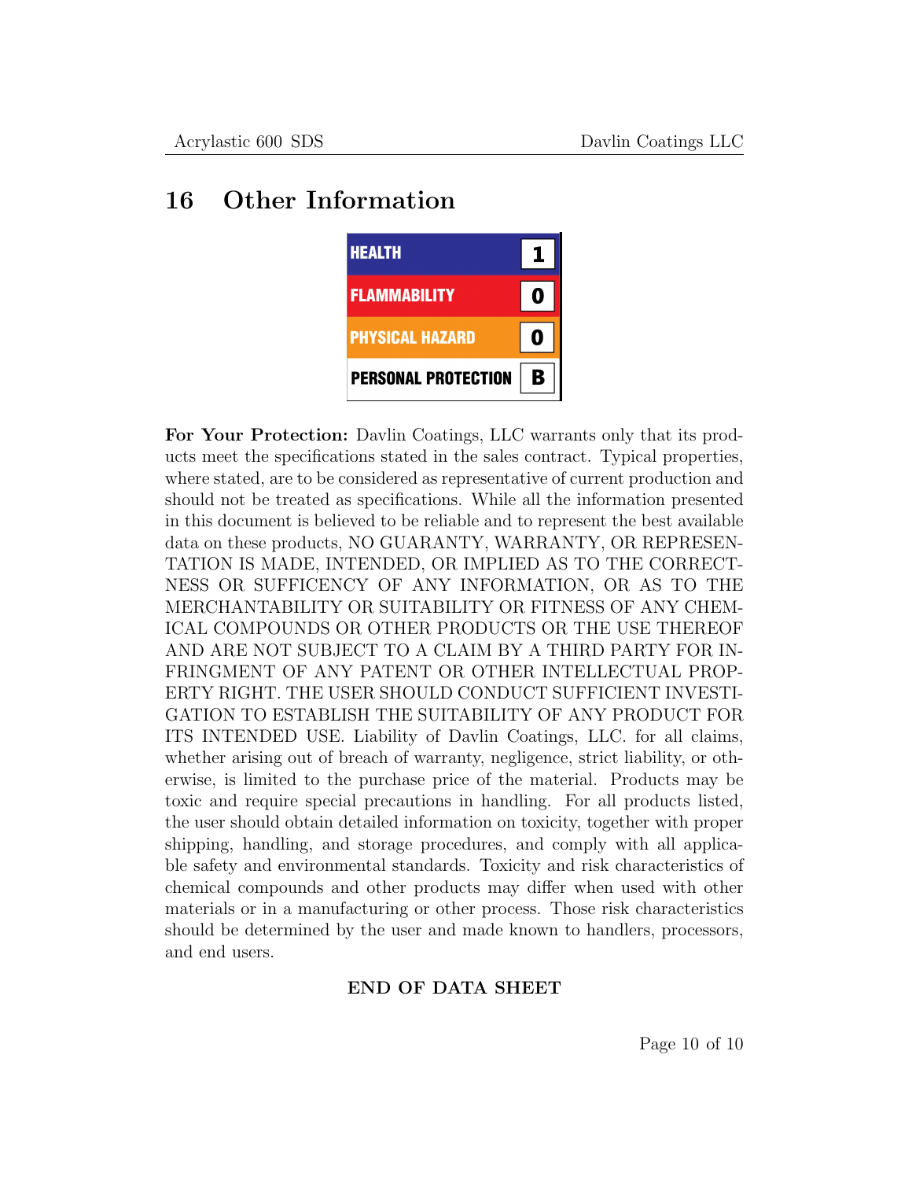## 16 Other Information

| | |
|---|---|
| HEALTH | 1 |
| FLAMMABILITY | 0 |
| PHYSICAL HAZARD | 0 |
| PERSONAL PROTECTION | B |

**For Your Protection:** Davlin Coatings, LLC warrants only that its products meet the specifications stated in the sales contract. Typical properties, where stated, are to be considered as representative of current production and should not be treated as specifications. While all the information presented in this document is believed to be reliable and to represent the best available data on these products, NO GUARANTY, WARRANTY, OR REPRESENTATION IS MADE, INTENDED, OR IMPLIED AS TO THE CORRECTNESS OR SUFFICENCY OF ANY INFORMATION, OR AS TO THE MERCHANTABILITY OR SUITABILITY OR FITNESS OF ANY CHEMICAL COMPOUNDS OR OTHER PRODUCTS OR THE USE THEREOF AND ARE NOT SUBJECT TO A CLAIM BY A THIRD PARTY FOR INFRINGMENT OF ANY PATENT OR OTHER INTELLECTUAL PROPERTY RIGHT. THE USER SHOULD CONDUCT SUFFICIENT INVESTIGATION TO ESTABLISH THE SUITABILITY OF ANY PRODUCT FOR ITS INTENDED USE. Liability of Davlin Coatings, LLC. for all claims, whether arising out of breach of warranty, negligence, strict liability, or otherwise, is limited to the purchase price of the material. Products may be toxic and require special precautions in handling. For all products listed, the user should obtain detailed information on toxicity, together with proper shipping, handling, and storage procedures, and comply with all applicable safety and environmental standards. Toxicity and risk characteristics of chemical compounds and other products may differ when used with other materials or in a manufacturing or other process. Those risk characteristics should be determined by the user and made known to handlers, processors, and end users.

**END OF DATA SHEET**